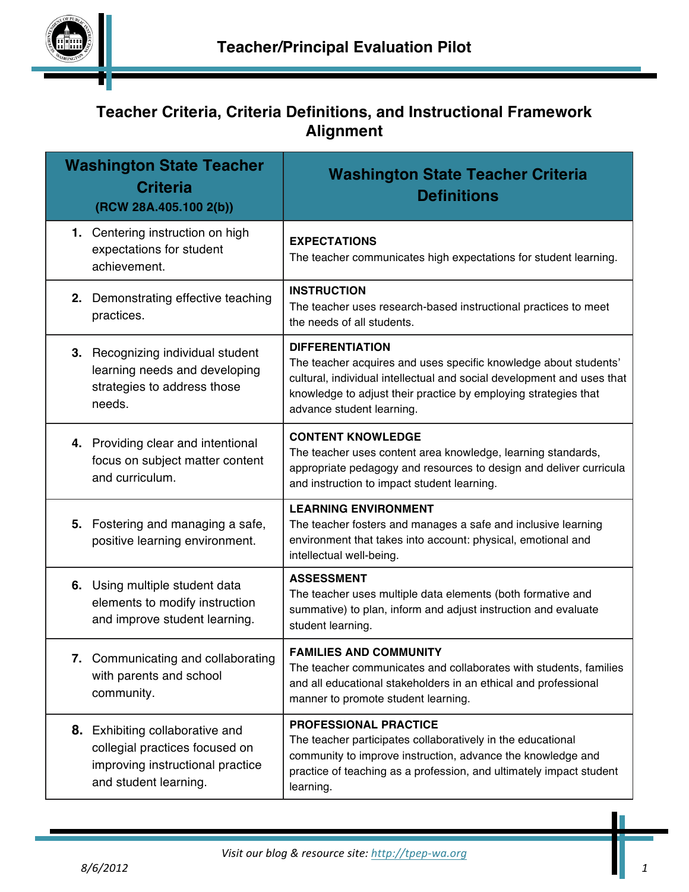# Teacher/Principal Evaluation Pilot

## Teacher Criteria, Criteria Definitions, and Instructional Framework Alignment

| Washington State Teacher Criteria (RCW 28A.405.100 2(b)) | Washington State Teacher Criteria Definitions |
|---|---|
| **1.** Centering instruction on high expectations for student achievement. | **EXPECTATIONS**<br>The teacher communicates high expectations for student learning. |
| **2.** Demonstrating effective teaching practices. | **INSTRUCTION**<br>The teacher uses research-based instructional practices to meet the needs of all students. |
| **3.** Recognizing individual student learning needs and developing strategies to address those needs. | **DIFFERENTIATION**<br>The teacher acquires and uses specific knowledge about students' cultural, individual intellectual and social development and uses that knowledge to adjust their practice by employing strategies that advance student learning. |
| **4.** Providing clear and intentional focus on subject matter content and curriculum. | **CONTENT KNOWLEDGE**<br>The teacher uses content area knowledge, learning standards, appropriate pedagogy and resources to design and deliver curricula and instruction to impact student learning. |
| **5.** Fostering and managing a safe, positive learning environment. | **LEARNING ENVIRONMENT**<br>The teacher fosters and manages a safe and inclusive learning environment that takes into account: physical, emotional and intellectual well-being. |
| **6.** Using multiple student data elements to modify instruction and improve student learning. | **ASSESSMENT**<br>The teacher uses multiple data elements (both formative and summative) to plan, inform and adjust instruction and evaluate student learning. |
| **7.** Communicating and collaborating with parents and school community. | **FAMILIES AND COMMUNITY**<br>The teacher communicates and collaborates with students, families and all educational stakeholders in an ethical and professional manner to promote student learning. |
| **8.** Exhibiting collaborative and collegial practices focused on improving instructional practice and student learning. | **PROFESSIONAL PRACTICE**<br>The teacher participates collaboratively in the educational community to improve instruction, advance the knowledge and practice of teaching as a profession, and ultimately impact student learning. |

*Visit our blog & resource site: http://tpep-wa.org*

*8/6/2012*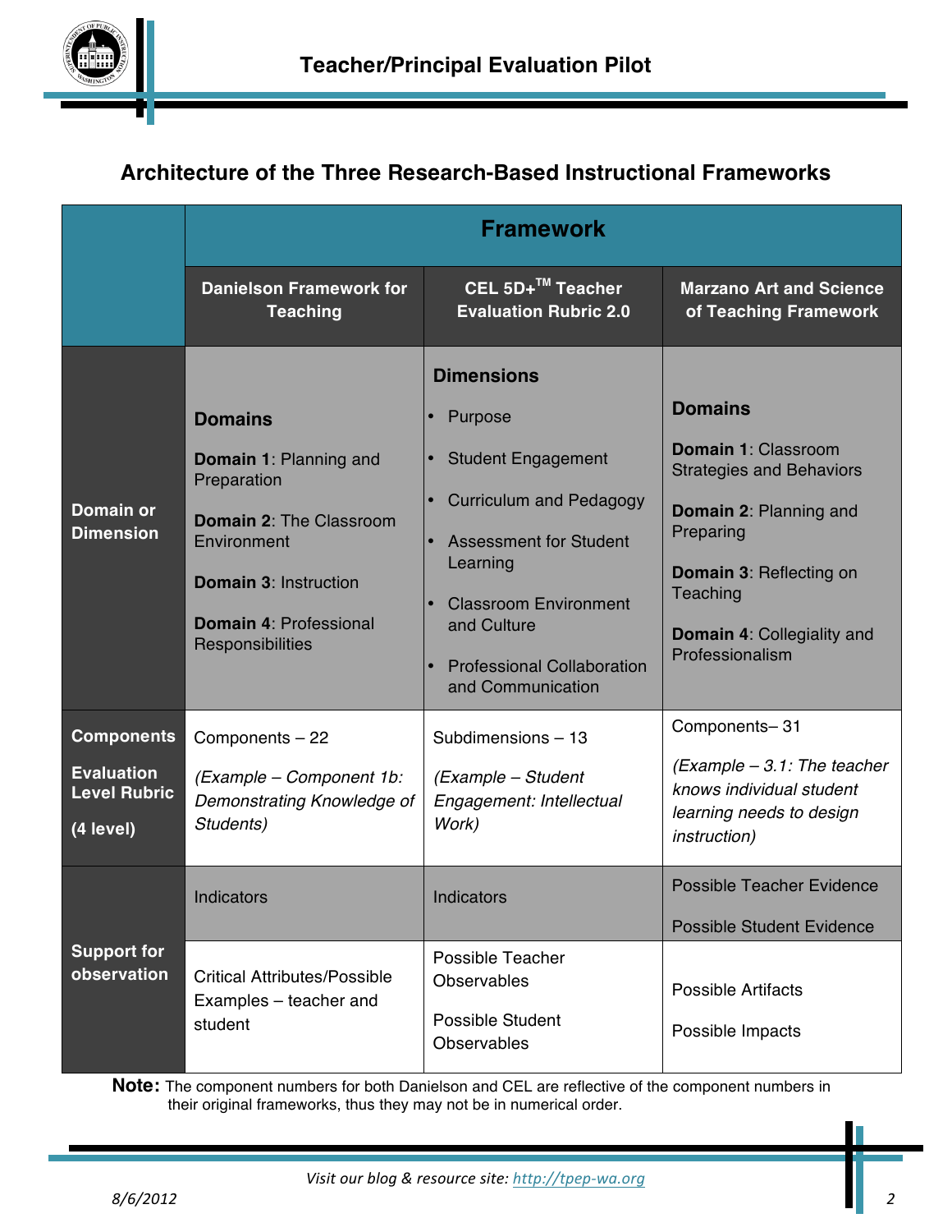## Architecture of the Three Research-Based Instructional Frameworks

| | Framework | | |
|---|---|---|---|
| | **Danielson Framework for Teaching** | **CEL 5D+™ Teacher Evaluation Rubric 2.0** | **Marzano Art and Science of Teaching Framework** |
| **Domain or Dimension** | **Domains**<br>**Domain 1**: Planning and Preparation<br>**Domain 2**: The Classroom Environment<br>**Domain 3**: Instruction<br>**Domain 4**: Professional Responsibilities | **Dimensions**<br>• Purpose<br>• Student Engagement<br>• Curriculum and Pedagogy<br>• Assessment for Student Learning<br>• Classroom Environment and Culture<br>• Professional Collaboration and Communication | **Domains**<br>**Domain 1**: Classroom Strategies and Behaviors<br>**Domain 2**: Planning and Preparing<br>**Domain 3**: Reflecting on Teaching<br>**Domain 4**: Collegiality and Professionalism |
| **Components**<br>**Evaluation Level Rubric**<br>**(4 level)** | Components – 22<br>*(Example – Component 1b: Demonstrating Knowledge of Students)* | Subdimensions – 13<br>*(Example – Student Engagement: Intellectual Work)* | Components– 31<br>*(Example – 3.1: The teacher knows individual student learning needs to design instruction)* |
| **Support for observation** | Indicators | Indicators | Possible Teacher Evidence<br>Possible Student Evidence |
| | Critical Attributes/Possible Examples – teacher and student | Possible Teacher Observables<br>Possible Student Observables | Possible Artifacts<br>Possible Impacts |

**Note:** The component numbers for both Danielson and CEL are reflective of the component numbers in their original frameworks, thus they may not be in numerical order.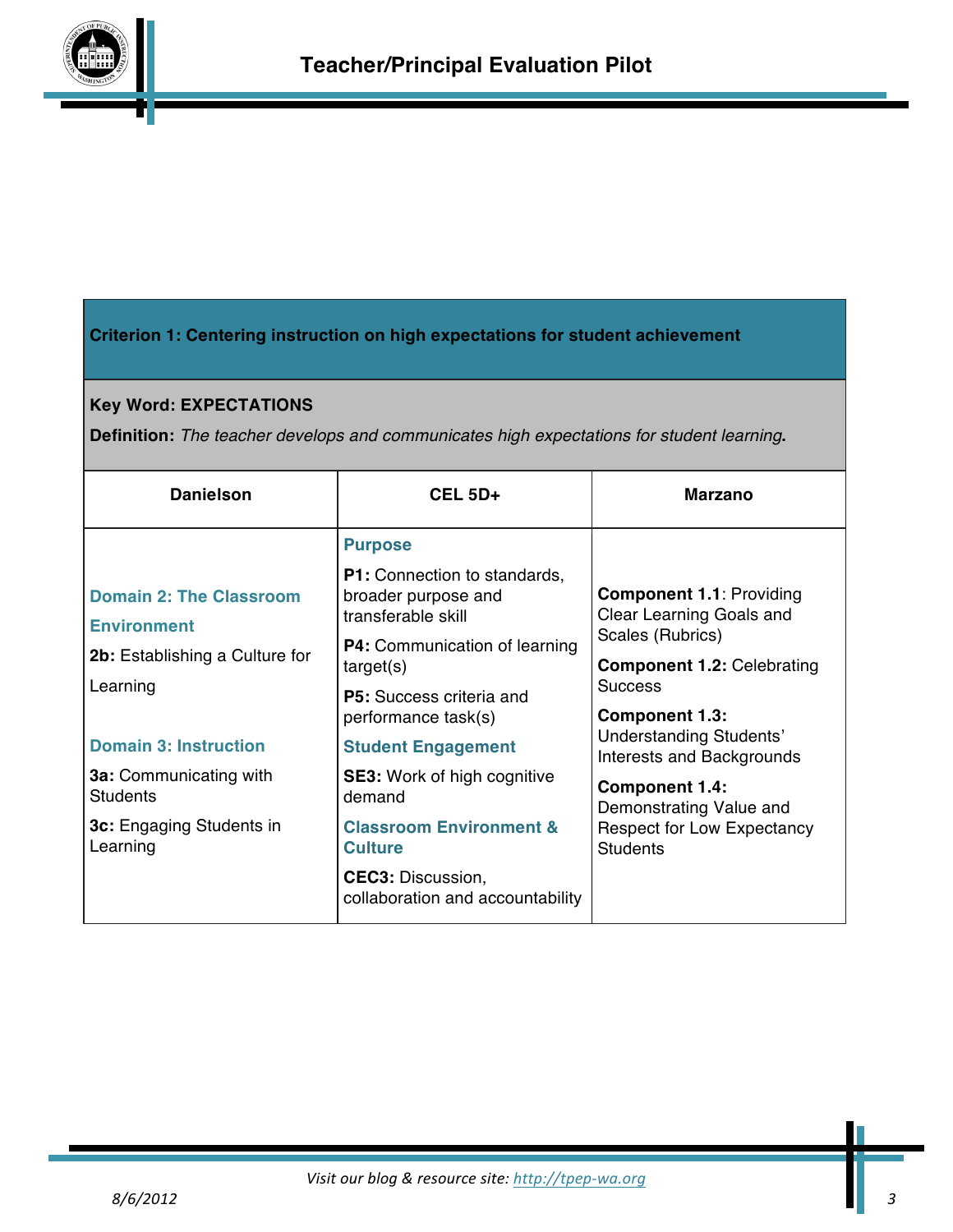## Criterion 1: Centering instruction on high expectations for student achievement

**Key Word: EXPECTATIONS**

**Definition:** *The teacher develops and communicates high expectations for student learning*.

| Danielson | CEL 5D+ | Marzano |
|---|---|---|
| **Domain 2: The Classroom Environment**<br>**2b:** Establishing a Culture for Learning<br><br>**Domain 3: Instruction**<br>**3a:** Communicating with Students<br>**3c:** Engaging Students in Learning | **Purpose**<br>**P1:** Connection to standards, broader purpose and transferable skill<br>**P4:** Communication of learning target(s)<br>**P5:** Success criteria and performance task(s)<br>**Student Engagement**<br>**SE3:** Work of high cognitive demand<br>**Classroom Environment & Culture**<br>**CEC3:** Discussion, collaboration and accountability | **Component 1.1**: Providing Clear Learning Goals and Scales (Rubrics)<br>**Component 1.2:** Celebrating Success<br>**Component 1.3:** Understanding Students' Interests and Backgrounds<br>**Component 1.4:** Demonstrating Value and Respect for Low Expectancy Students |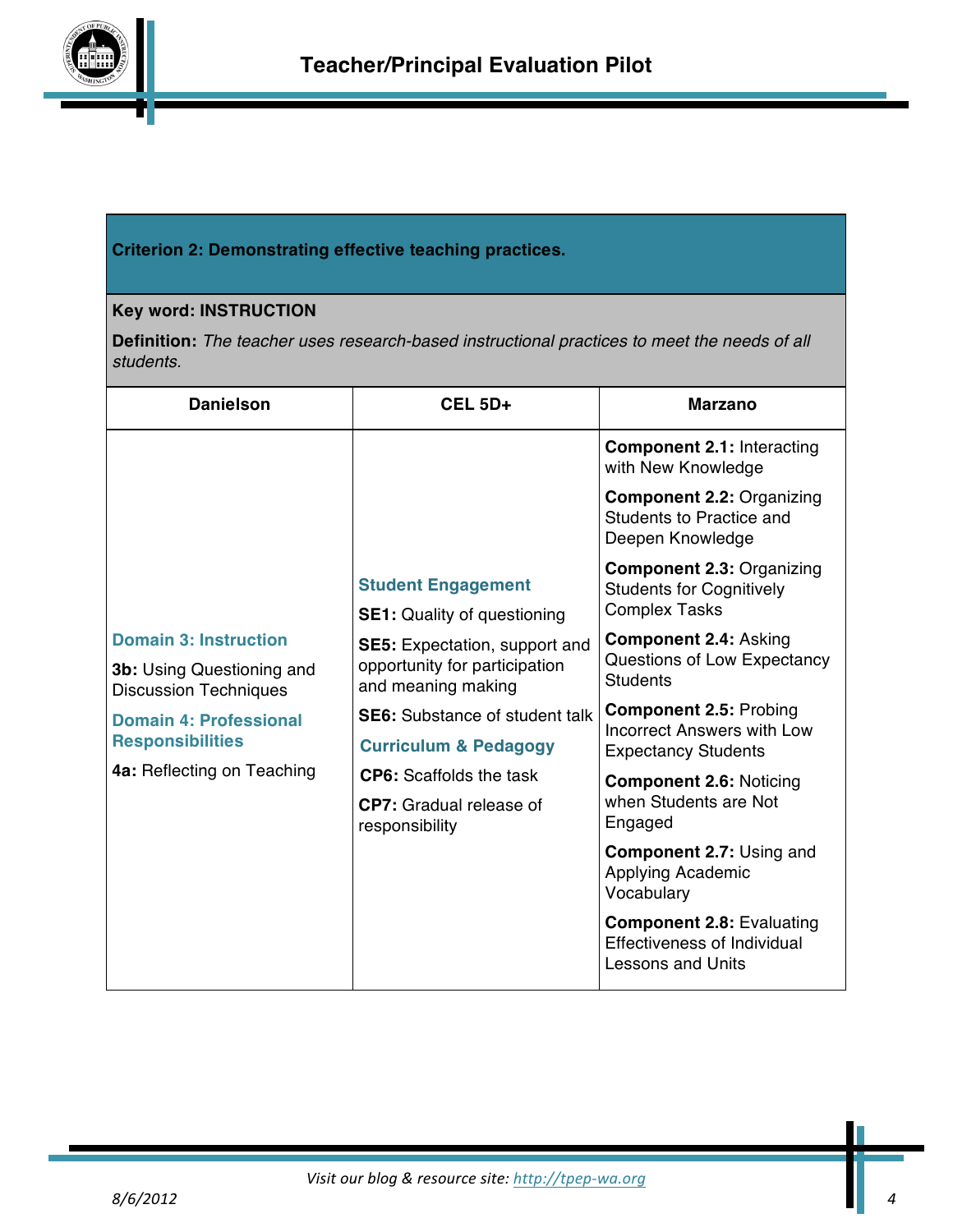**Criterion 2: Demonstrating effective teaching practices.**

**Key word: INSTRUCTION**

**Definition:** *The teacher uses research-based instructional practices to meet the needs of all students.*

| Danielson | CEL 5D+ | Marzano |
|---|---|---|
| **Domain 3: Instruction**<br>**3b:** Using Questioning and Discussion Techniques<br>**Domain 4: Professional Responsibilities**<br>**4a:** Reflecting on Teaching | **Student Engagement**<br>**SE1:** Quality of questioning<br>**SE5:** Expectation, support and opportunity for participation and meaning making<br>**SE6:** Substance of student talk<br>**Curriculum & Pedagogy**<br>**CP6:** Scaffolds the task<br>**CP7:** Gradual release of responsibility | **Component 2.1:** Interacting with New Knowledge<br>**Component 2.2:** Organizing Students to Practice and Deepen Knowledge<br>**Component 2.3:** Organizing Students for Cognitively Complex Tasks<br>**Component 2.4:** Asking Questions of Low Expectancy Students<br>**Component 2.5:** Probing Incorrect Answers with Low Expectancy Students<br>**Component 2.6:** Noticing when Students are Not Engaged<br>**Component 2.7:** Using and Applying Academic Vocabulary<br>**Component 2.8:** Evaluating Effectiveness of Individual Lessons and Units |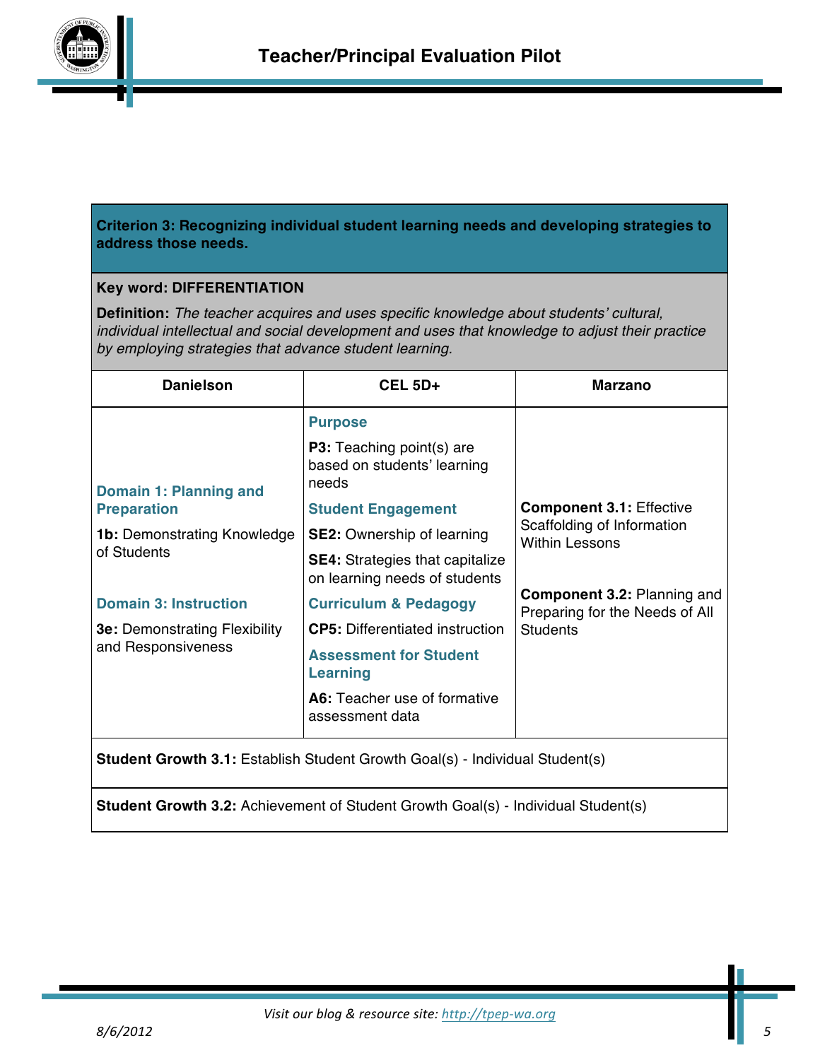**Criterion 3: Recognizing individual student learning needs and developing strategies to address those needs.**

**Key word: DIFFERENTIATION**

**Definition:** *The teacher acquires and uses specific knowledge about students' cultural, individual intellectual and social development and uses that knowledge to adjust their practice by employing strategies that advance student learning.*

| Danielson | CEL 5D+ | Marzano |
|---|---|---|
| **Domain 1: Planning and Preparation**<br>**1b:** Demonstrating Knowledge of Students<br><br>**Domain 3: Instruction**<br>**3e:** Demonstrating Flexibility and Responsiveness | **Purpose**<br>**P3:** Teaching point(s) are based on students' learning needs<br>**Student Engagement**<br>**SE2:** Ownership of learning<br>**SE4:** Strategies that capitalize on learning needs of students<br>**Curriculum & Pedagogy**<br>**CP5:** Differentiated instruction<br>**Assessment for Student Learning**<br>**A6:** Teacher use of formative assessment data | **Component 3.1:** Effective Scaffolding of Information Within Lessons<br><br>**Component 3.2:** Planning and Preparing for the Needs of All Students |

**Student Growth 3.1:** Establish Student Growth Goal(s) - Individual Student(s)

**Student Growth 3.2:** Achievement of Student Growth Goal(s) - Individual Student(s)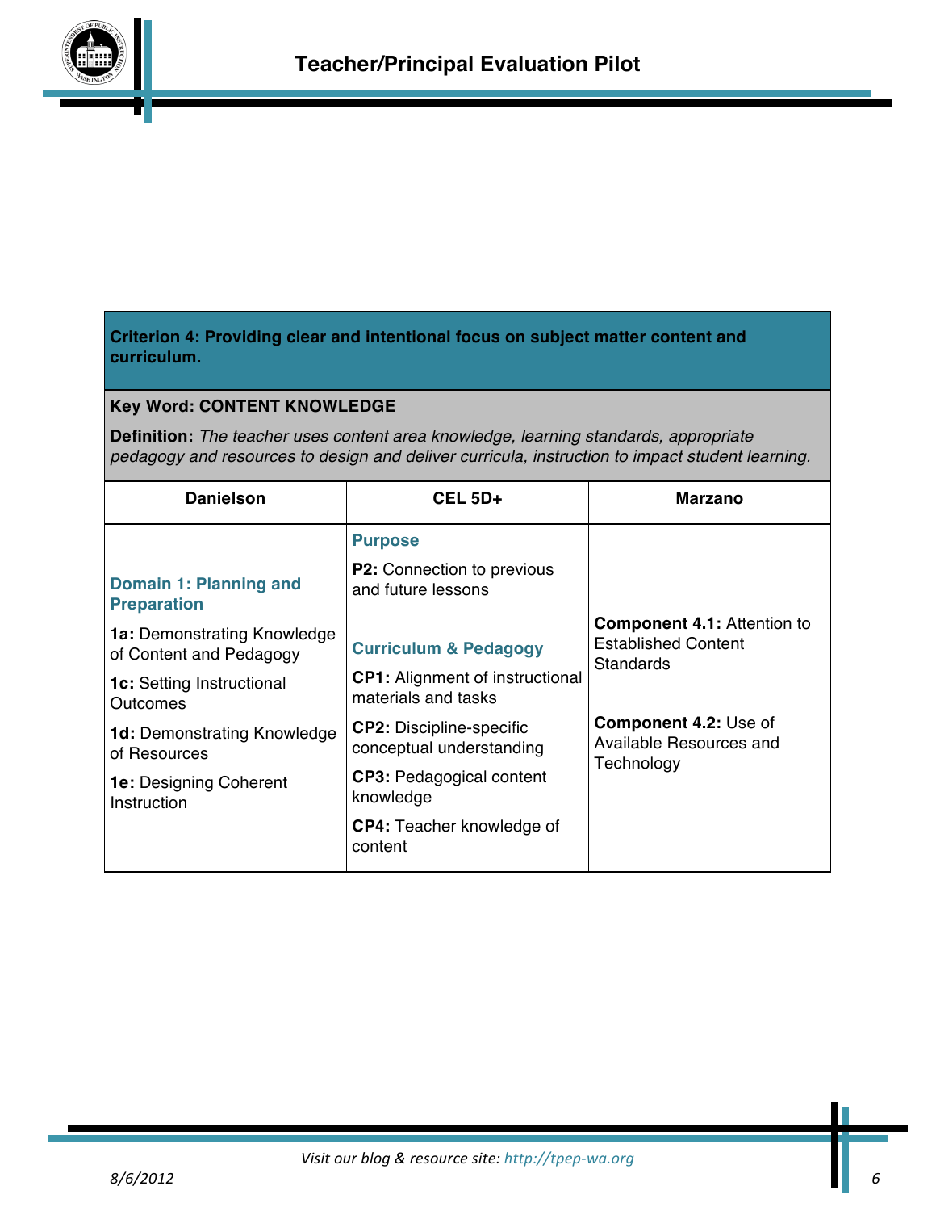## Criterion 4: Providing clear and intentional focus on subject matter content and curriculum.

**Key Word: CONTENT KNOWLEDGE**

**Definition:** *The teacher uses content area knowledge, learning standards, appropriate pedagogy and resources to design and deliver curricula, instruction to impact student learning.*

| Danielson | CEL 5D+ | Marzano |
|---|---|---|
| **Domain 1: Planning and Preparation**<br>**1a:** Demonstrating Knowledge of Content and Pedagogy<br>**1c:** Setting Instructional Outcomes<br>**1d:** Demonstrating Knowledge of Resources<br>**1e:** Designing Coherent Instruction | **Purpose**<br>**P2:** Connection to previous and future lessons<br>**Curriculum & Pedagogy**<br>**CP1:** Alignment of instructional materials and tasks<br>**CP2:** Discipline-specific conceptual understanding<br>**CP3:** Pedagogical content knowledge<br>**CP4:** Teacher knowledge of content | **Component 4.1:** Attention to Established Content Standards<br>**Component 4.2:** Use of Available Resources and Technology |

*Visit our blog & resource site: http://tpep-wa.org*

*8/6/2012*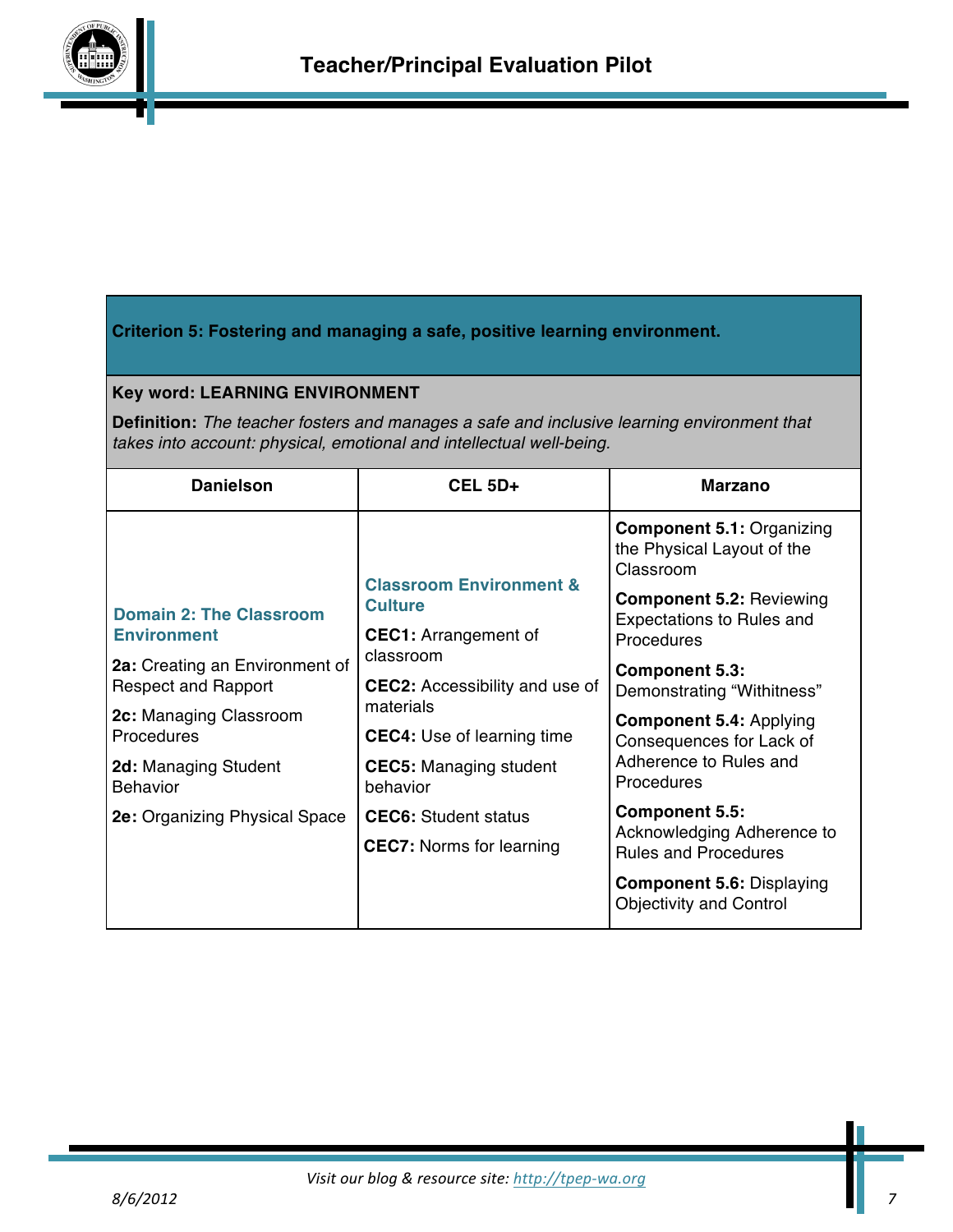**Criterion 5: Fostering and managing a safe, positive learning environment.**

**Key word: LEARNING ENVIRONMENT**

**Definition:** *The teacher fosters and manages a safe and inclusive learning environment that takes into account: physical, emotional and intellectual well-being.*

| Danielson | CEL 5D+ | Marzano |
|---|---|---|
| **Domain 2: The Classroom Environment**<br><br>**2a:** Creating an Environment of Respect and Rapport<br><br>**2c:** Managing Classroom Procedures<br><br>**2d:** Managing Student Behavior<br><br>**2e:** Organizing Physical Space | **Classroom Environment & Culture**<br><br>**CEC1:** Arrangement of classroom<br><br>**CEC2:** Accessibility and use of materials<br><br>**CEC4:** Use of learning time<br><br>**CEC5:** Managing student behavior<br><br>**CEC6:** Student status<br><br>**CEC7:** Norms for learning | **Component 5.1:** Organizing the Physical Layout of the Classroom<br><br>**Component 5.2:** Reviewing Expectations to Rules and Procedures<br><br>**Component 5.3:** Demonstrating "Withitness"<br><br>**Component 5.4:** Applying Consequences for Lack of Adherence to Rules and Procedures<br><br>**Component 5.5:** Acknowledging Adherence to Rules and Procedures<br><br>**Component 5.6:** Displaying Objectivity and Control |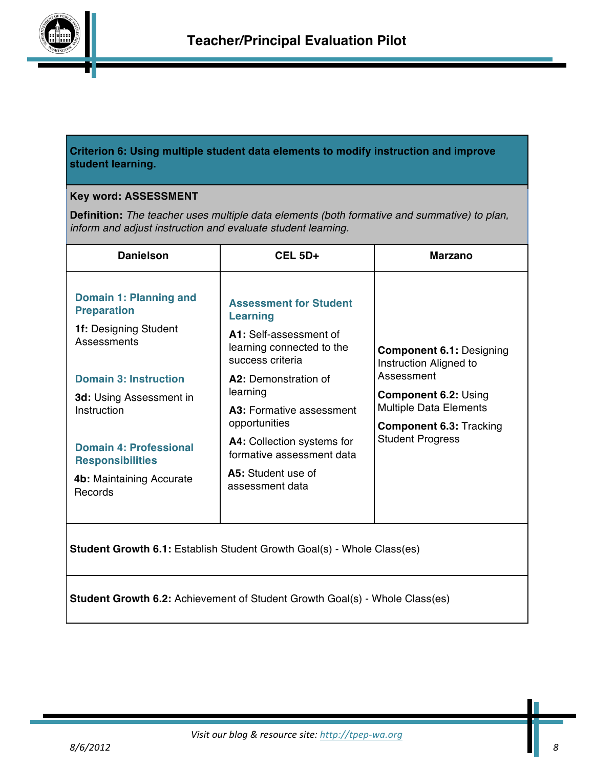**Criterion 6: Using multiple student data elements to modify instruction and improve student learning.**

**Key word: ASSESSMENT**

**Definition:** *The teacher uses multiple data elements (both formative and summative) to plan, inform and adjust instruction and evaluate student learning.*

| Danielson | CEL 5D+ | Marzano |
|---|---|---|
| **Domain 1: Planning and Preparation**<br><br>**1f:** Designing Student Assessments<br><br>**Domain 3: Instruction**<br><br>**3d:** Using Assessment in Instruction<br><br>**Domain 4: Professional Responsibilities**<br><br>**4b:** Maintaining Accurate Records | **Assessment for Student Learning**<br><br>**A1:** Self-assessment of learning connected to the success criteria<br><br>**A2:** Demonstration of learning<br><br>**A3:** Formative assessment opportunities<br><br>**A4:** Collection systems for formative assessment data<br><br>**A5:** Student use of assessment data | **Component 6.1:** Designing Instruction Aligned to Assessment<br><br>**Component 6.2:** Using Multiple Data Elements<br><br>**Component 6.3:** Tracking Student Progress |

**Student Growth 6.1:** Establish Student Growth Goal(s) - Whole Class(es)

**Student Growth 6.2:** Achievement of Student Growth Goal(s) - Whole Class(es)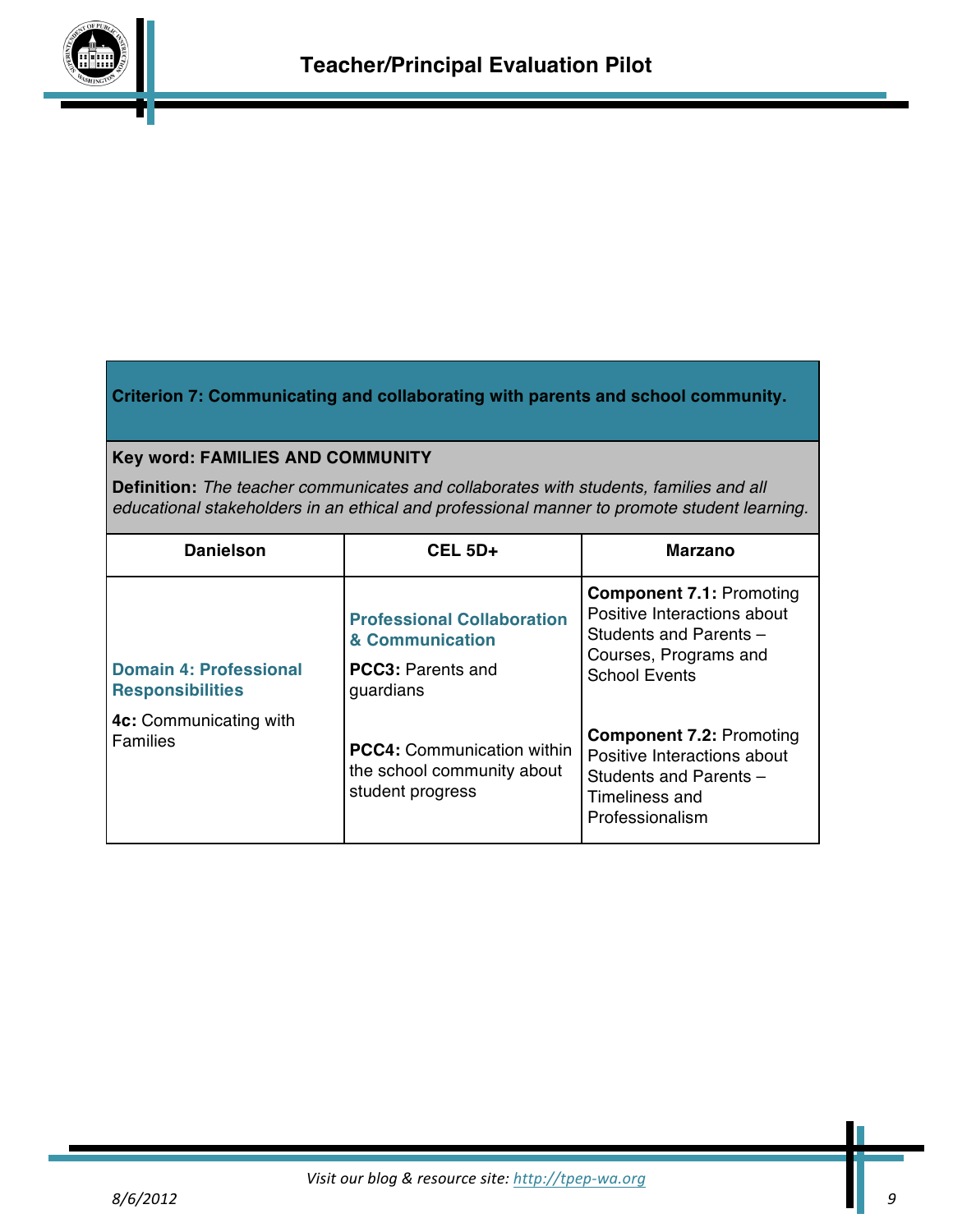**Criterion 7: Communicating and collaborating with parents and school community.**

**Key word: FAMILIES AND COMMUNITY**

**Definition:** *The teacher communicates and collaborates with students, families and all educational stakeholders in an ethical and professional manner to promote student learning.*

| Danielson | CEL 5D+ | Marzano |
|---|---|---|
| **Domain 4: Professional Responsibilities**<br><br>**4c:** Communicating with Families | **Professional Collaboration & Communication**<br><br>**PCC3:** Parents and guardians<br><br>**PCC4:** Communication within the school community about student progress | **Component 7.1:** Promoting Positive Interactions about Students and Parents – Courses, Programs and School Events<br><br>**Component 7.2:** Promoting Positive Interactions about Students and Parents – Timeliness and Professionalism |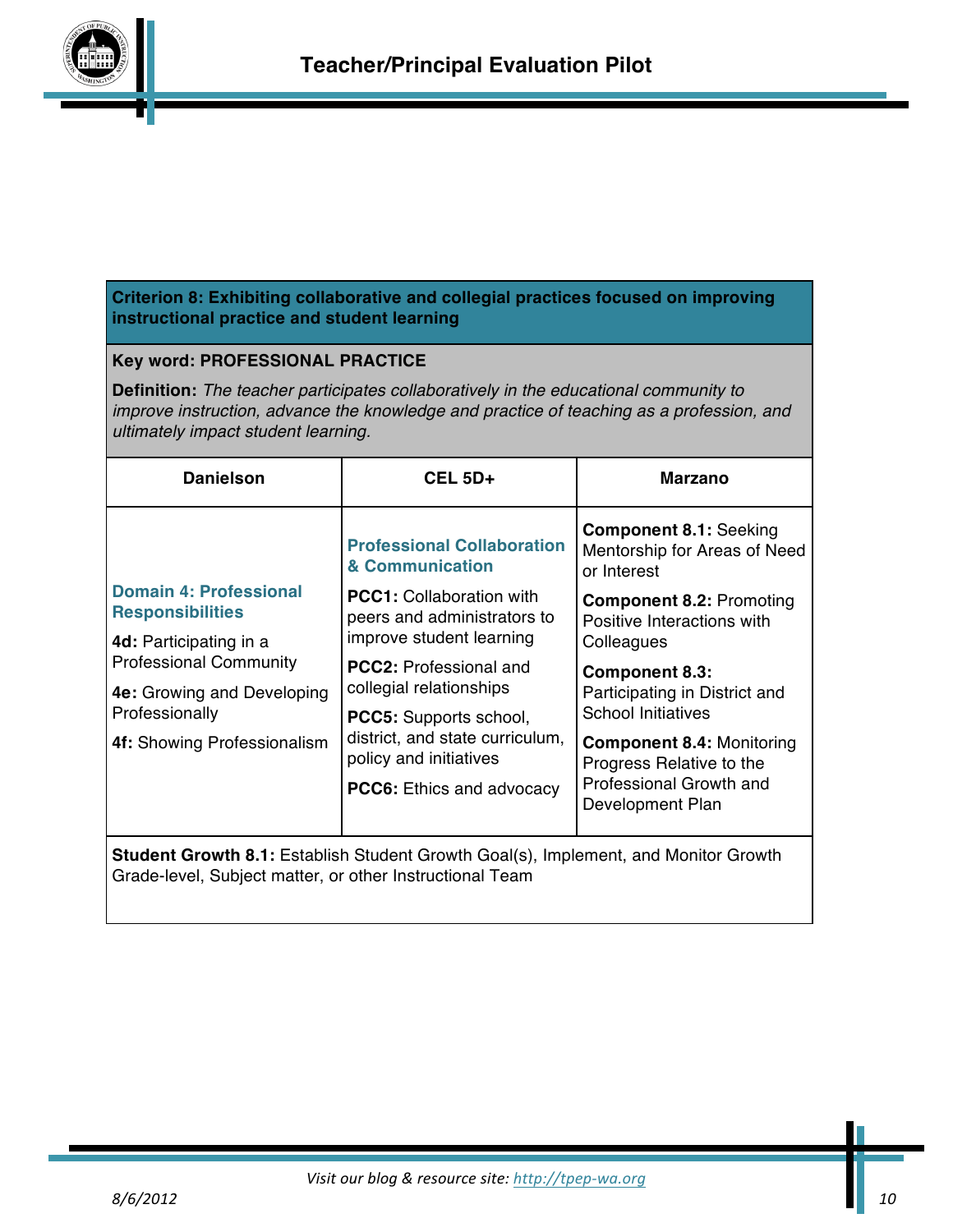## Criterion 8: Exhibiting collaborative and collegial practices focused on improving instructional practice and student learning

**Key word: PROFESSIONAL PRACTICE**

**Definition:** *The teacher participates collaboratively in the educational community to improve instruction, advance the knowledge and practice of teaching as a profession, and ultimately impact student learning.*

| Danielson | CEL 5D+ | Marzano |
|---|---|---|
| **Domain 4: Professional Responsibilities**<br><br>**4d:** Participating in a Professional Community<br><br>**4e:** Growing and Developing Professionally<br><br>**4f:** Showing Professionalism | **Professional Collaboration & Communication**<br><br>**PCC1:** Collaboration with peers and administrators to improve student learning<br><br>**PCC2:** Professional and collegial relationships<br><br>**PCC5:** Supports school, district, and state curriculum, policy and initiatives<br><br>**PCC6:** Ethics and advocacy | **Component 8.1:** Seeking Mentorship for Areas of Need or Interest<br><br>**Component 8.2:** Promoting Positive Interactions with Colleagues<br><br>**Component 8.3:** Participating in District and School Initiatives<br><br>**Component 8.4:** Monitoring Progress Relative to the Professional Growth and Development Plan |

**Student Growth 8.1:** Establish Student Growth Goal(s), Implement, and Monitor Growth Grade-level, Subject matter, or other Instructional Team

*Visit our blog & resource site: http://tpep-wa.org*

*8/6/2012*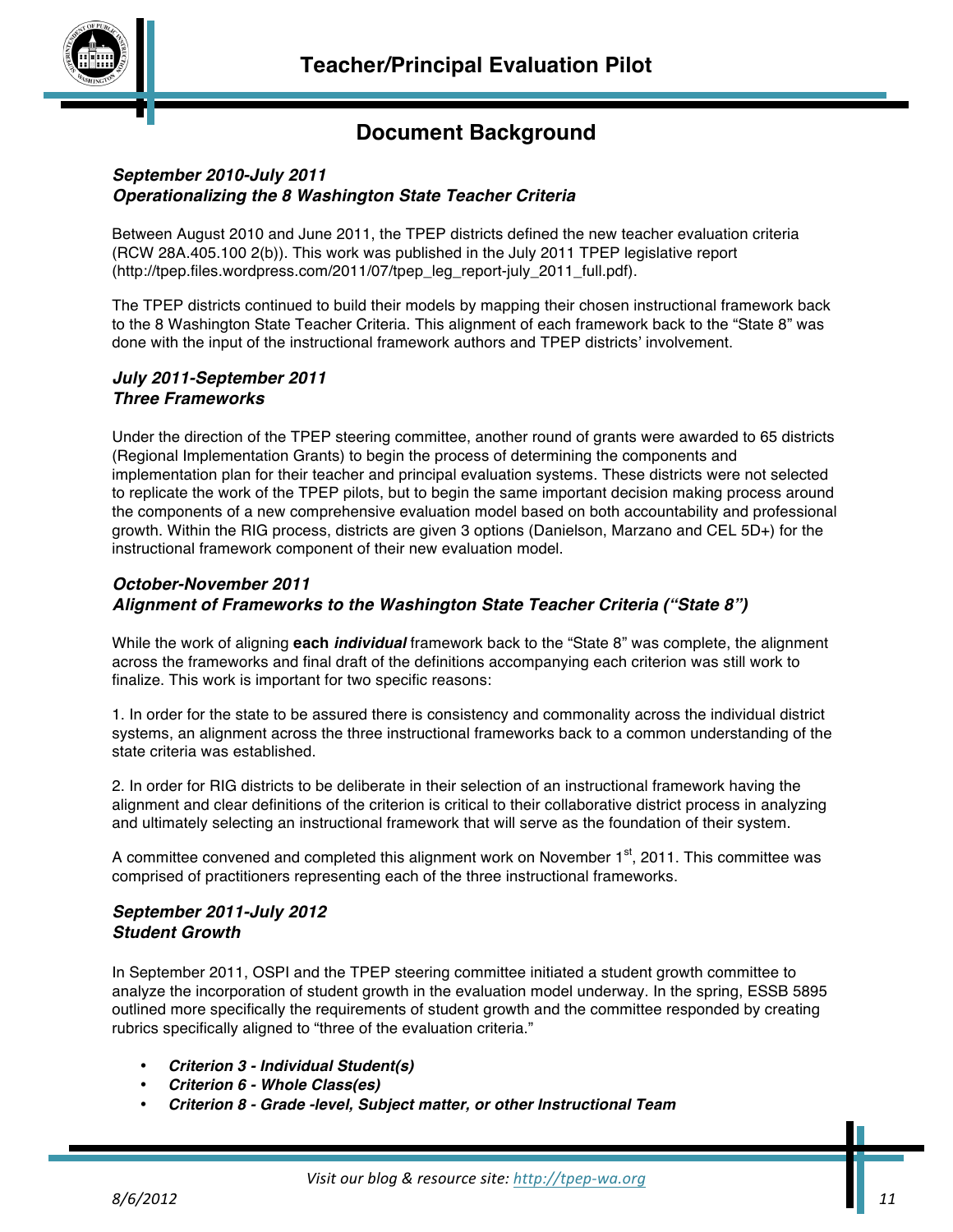## Document Background

***September 2010-July 2011***
***Operationalizing the 8 Washington State Teacher Criteria***

Between August 2010 and June 2011, the TPEP districts defined the new teacher evaluation criteria (RCW 28A.405.100 2(b)). This work was published in the July 2011 TPEP legislative report (http://tpep.files.wordpress.com/2011/07/tpep_leg_report-july_2011_full.pdf).

The TPEP districts continued to build their models by mapping their chosen instructional framework back to the 8 Washington State Teacher Criteria. This alignment of each framework back to the "State 8" was done with the input of the instructional framework authors and TPEP districts' involvement.

***July 2011-September 2011***
***Three Frameworks***

Under the direction of the TPEP steering committee, another round of grants were awarded to 65 districts (Regional Implementation Grants) to begin the process of determining the components and implementation plan for their teacher and principal evaluation systems. These districts were not selected to replicate the work of the TPEP pilots, but to begin the same important decision making process around the components of a new comprehensive evaluation model based on both accountability and professional growth. Within the RIG process, districts are given 3 options (Danielson, Marzano and CEL 5D+) for the instructional framework component of their new evaluation model.

***October-November 2011***
***Alignment of Frameworks to the Washington State Teacher Criteria ("State 8")***

While the work of aligning **each *individual*** framework back to the "State 8" was complete, the alignment across the frameworks and final draft of the definitions accompanying each criterion was still work to finalize. This work is important for two specific reasons:

1. In order for the state to be assured there is consistency and commonality across the individual district systems, an alignment across the three instructional frameworks back to a common understanding of the state criteria was established.

2. In order for RIG districts to be deliberate in their selection of an instructional framework having the alignment and clear definitions of the criterion is critical to their collaborative district process in analyzing and ultimately selecting an instructional framework that will serve as the foundation of their system.

A committee convened and completed this alignment work on November 1st, 2011. This committee was comprised of practitioners representing each of the three instructional frameworks.

***September 2011-July 2012***
***Student Growth***

In September 2011, OSPI and the TPEP steering committee initiated a student growth committee to analyze the incorporation of student growth in the evaluation model underway. In the spring, ESSB 5895 outlined more specifically the requirements of student growth and the committee responded by creating rubrics specifically aligned to "three of the evaluation criteria."

- ***Criterion 3 - Individual Student(s)***
- ***Criterion 6 - Whole Class(es)***
- ***Criterion 8 - Grade -level, Subject matter, or other Instructional Team***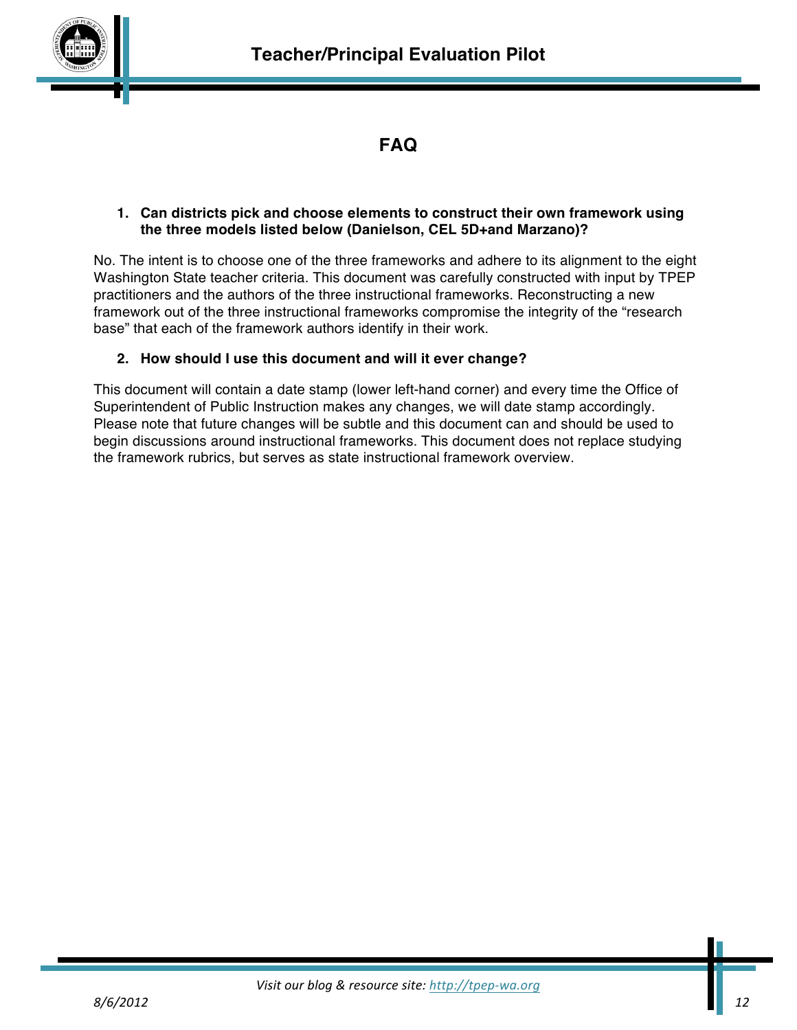## FAQ

**1. Can districts pick and choose elements to construct their own framework using the three models listed below (Danielson, CEL 5D+and Marzano)?**

No. The intent is to choose one of the three frameworks and adhere to its alignment to the eight Washington State teacher criteria. This document was carefully constructed with input by TPEP practitioners and the authors of the three instructional frameworks. Reconstructing a new framework out of the three instructional frameworks compromise the integrity of the "research base" that each of the framework authors identify in their work.

**2. How should I use this document and will it ever change?**

This document will contain a date stamp (lower left-hand corner) and every time the Office of Superintendent of Public Instruction makes any changes, we will date stamp accordingly. Please note that future changes will be subtle and this document can and should be used to begin discussions around instructional frameworks. This document does not replace studying the framework rubrics, but serves as state instructional framework overview.